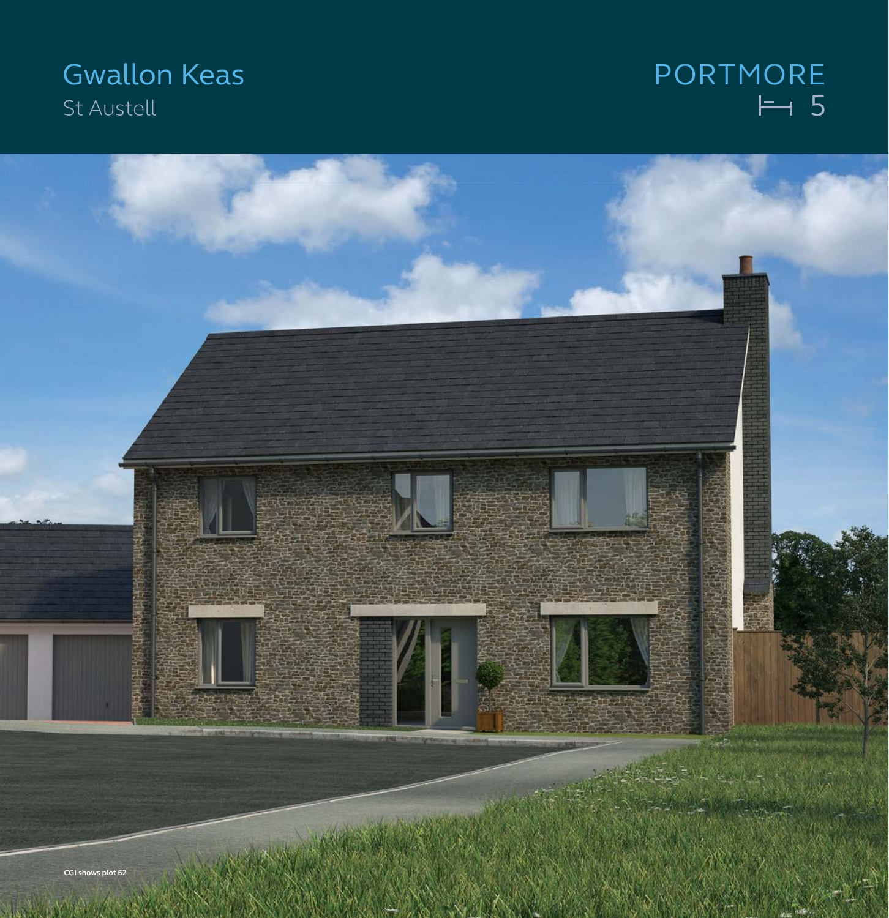# Gwallon Keas

St Austell

## PORTMORE

5

CGI shows plot 62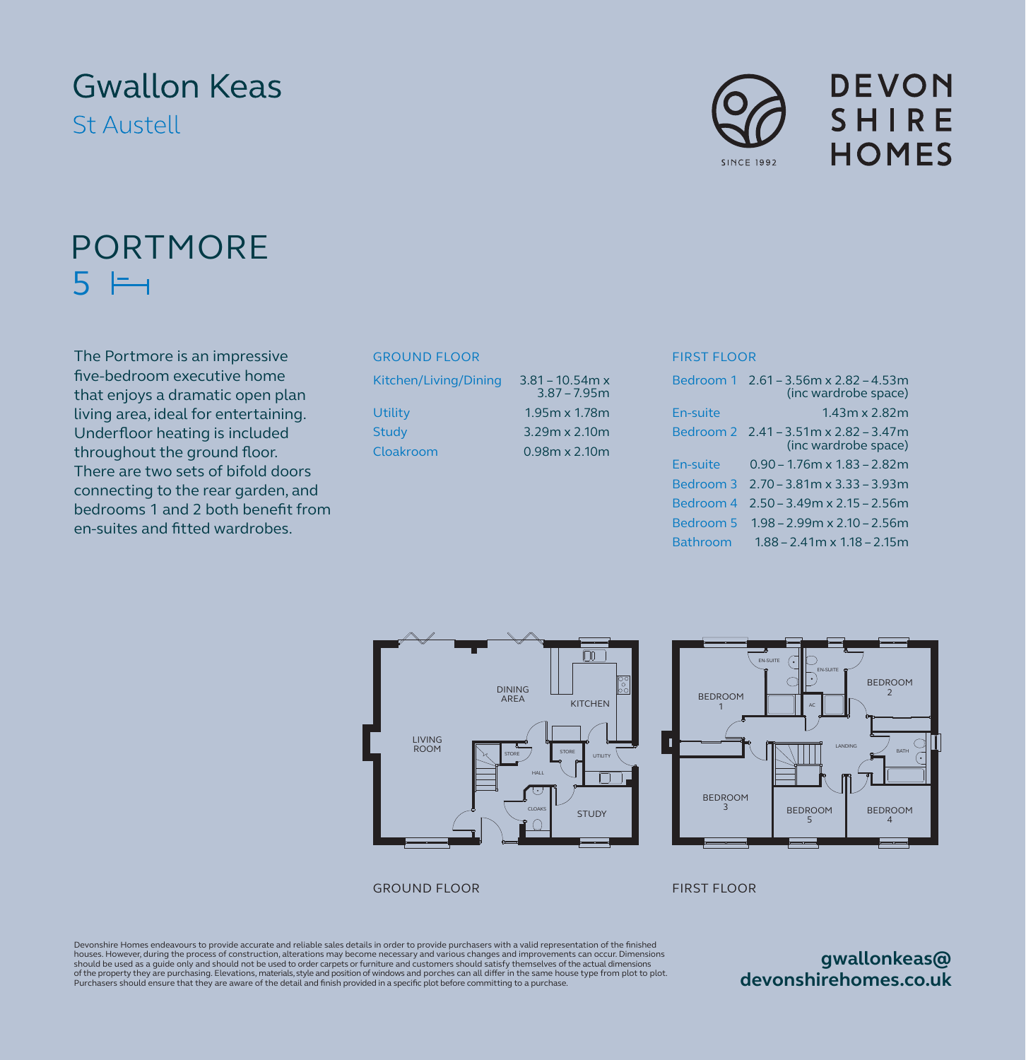# Gwallon Keas

St Austell

DEVON SHIRE HOMES
SINCE 1992

## PORTMORE

5 bedrooms

The Portmore is an impressive five-bedroom executive home that enjoys a dramatic open plan living area, ideal for entertaining. Underfloor heating is included throughout the ground floor. There are two sets of bifold doors connecting to the rear garden, and bedrooms 1 and 2 both benefit from en-suites and fitted wardrobes.

### GROUND FLOOR

| | |
|---|---|
| Kitchen/Living/Dining | 3.81 – 10.54m x 3.87 – 7.95m |
| Utility | 1.95m x 1.78m |
| Study | 3.29m x 2.10m |
| Cloakroom | 0.98m x 2.10m |

### FIRST FLOOR

| | |
|---|---|
| Bedroom 1 | 2.61 – 3.56m x 2.82 – 4.53m (inc wardrobe space) |
| En-suite | 1.43m x 2.82m |
| Bedroom 2 | 2.41 – 3.51m x 2.82 – 3.47m (inc wardrobe space) |
| En-suite | 0.90 – 1.76m x 1.83 – 2.82m |
| Bedroom 3 | 2.70 – 3.81m x 3.33 – 3.93m |
| Bedroom 4 | 2.50 – 3.49m x 2.15 – 2.56m |
| Bedroom 5 | 1.98 – 2.99m x 2.10 – 2.56m |
| Bathroom | 1.88 – 2.41m x 1.18 – 2.15m |

DINING AREA
KITCHEN
LIVING ROOM
STORE
STORE
UTILITY
HALL
CLOAKS
STUDY

GROUND FLOOR

EN-SUITE
EN-SUITE
BEDROOM 1
BEDROOM 2
AC
LANDING
BATH
BEDROOM 3
BEDROOM 5
BEDROOM 4

FIRST FLOOR

Devonshire Homes endeavours to provide accurate and reliable sales details in order to provide purchasers with a valid representation of the finished houses. However, during the process of construction, alterations may become necessary and various changes and improvements can occur. Dimensions should be used as a guide only and should not be used to order carpets or furniture and customers should satisfy themselves of the actual dimensions of the property they are purchasing. Elevations, materials, style and position of windows and porches can all differ in the same house type from plot to plot. Purchasers should ensure that they are aware of the detail and finish provided in a specific plot before committing to a purchase.

**gwallonkeas@devonshirehomes.co.uk**